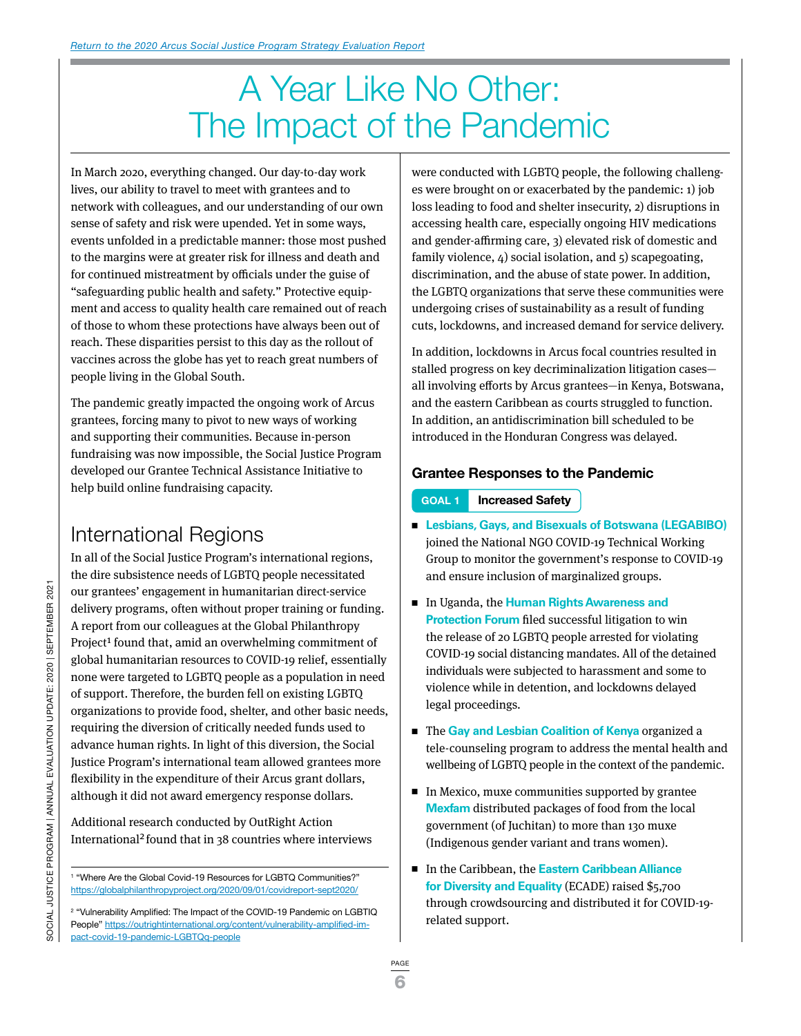[Return to the 2020 Arcus Social Justice Program Strategy Evaluation Report](#)

# A Year Like No Other: The Impact of the Pandemic

In March 2020, everything changed. Our day-to-day work lives, our ability to travel to meet with grantees and to network with colleagues, and our understanding of our own sense of safety and risk were upended. Yet in some ways, events unfolded in a predictable manner: those most pushed to the margins were at greater risk for illness and death and for continued mistreatment by officials under the guise of "safeguarding public health and safety." Protective equipment and access to quality health care remained out of reach of those to whom these protections have always been out of reach. These disparities persist to this day as the rollout of vaccines across the globe has yet to reach great numbers of people living in the Global South.

The pandemic greatly impacted the ongoing work of Arcus grantees, forcing many to pivot to new ways of working and supporting their communities. Because in-person fundraising was now impossible, the Social Justice Program developed our Grantee Technical Assistance Initiative to help build online fundraising capacity.

## International Regions

In all of the Social Justice Program's international regions, the dire subsistence needs of LGBTQ people necessitated our grantees' engagement in humanitarian direct-service delivery programs, often without proper training or funding. A report from our colleagues at the Global Philanthropy Project[1] found that, amid an overwhelming commitment of global humanitarian resources to COVID-19 relief, essentially none were targeted to LGBTQ people as a population in need of support. Therefore, the burden fell on existing LGBTQ organizations to provide food, shelter, and other basic needs, requiring the diversion of critically needed funds used to advance human rights. In light of this diversion, the Social Justice Program's international team allowed grantees more flexibility in the expenditure of their Arcus grant dollars, although it did not award emergency response dollars.

Additional research conducted by OutRight Action International[2] found that in 38 countries where interviews were conducted with LGBTQ people, the following challenges were brought on or exacerbated by the pandemic: 1) job loss leading to food and shelter insecurity, 2) disruptions in accessing health care, especially ongoing HIV medications and gender-affirming care, 3) elevated risk of domestic and family violence, 4) social isolation, and 5) scapegoating, discrimination, and the abuse of state power. In addition, the LGBTQ organizations that serve these communities were undergoing crises of sustainability as a result of funding cuts, lockdowns, and increased demand for service delivery.

In addition, lockdowns in Arcus focal countries resulted in stalled progress on key decriminalization litigation cases—all involving efforts by Arcus grantees—in Kenya, Botswana, and the eastern Caribbean as courts struggled to function. In addition, an antidiscrimination bill scheduled to be introduced in the Honduran Congress was delayed.

### Grantee Responses to the Pandemic

**GOAL 1** **Increased Safety**

- **Lesbians, Gays, and Bisexuals of Botswana (LEGABIBO)** joined the National NGO COVID-19 Technical Working Group to monitor the government's response to COVID-19 and ensure inclusion of marginalized groups.
- In Uganda, the **Human Rights Awareness and Protection Forum** filed successful litigation to win the release of 20 LGBTQ people arrested for violating COVID-19 social distancing mandates. All of the detained individuals were subjected to harassment and some to violence while in detention, and lockdowns delayed legal proceedings.
- The **Gay and Lesbian Coalition of Kenya** organized a tele-counseling program to address the mental health and wellbeing of LGBTQ people in the context of the pandemic.
- In Mexico, muxe communities supported by grantee **Mexfam** distributed packages of food from the local government (of Juchitan) to more than 130 muxe (Indigenous gender variant and trans women).
- In the Caribbean, the **Eastern Caribbean Alliance for Diversity and Equality** (ECADE) raised $5,700 through crowdsourcing and distributed it for COVID-19-related support.

---

[1] "Where Are the Global Covid-19 Resources for LGBTQ Communities?" https://globalphilanthropyproject.org/2020/09/01/covidreport-sept2020/

[2] "Vulnerability Amplified: The Impact of the COVID-19 Pandemic on LGBTIQ People" https://outrightinternational.org/content/vulnerability-amplified-impact-covid-19-pandemic-LGBTQq-people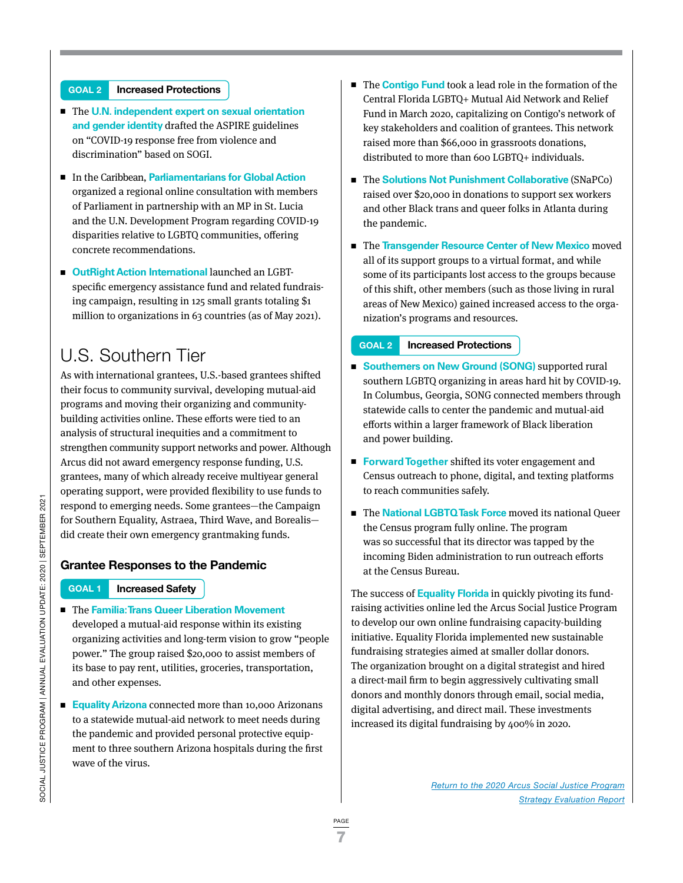**GOAL 2** **Increased Protections**

- The **U.N. independent expert on sexual orientation and gender identity** drafted the ASPIRE guidelines on "COVID-19 response free from violence and discrimination" based on SOGI.
- In the Caribbean, **Parliamentarians for Global Action** organized a regional online consultation with members of Parliament in partnership with an MP in St. Lucia and the U.N. Development Program regarding COVID-19 disparities relative to LGBTQ communities, offering concrete recommendations.
- **OutRight Action International** launched an LGBT-specific emergency assistance fund and related fundraising campaign, resulting in 125 small grants totaling $1 million to organizations in 63 countries (as of May 2021).

## U.S. Southern Tier

As with international grantees, U.S.-based grantees shifted their focus to community survival, developing mutual-aid programs and moving their organizing and community-building activities online. These efforts were tied to an analysis of structural inequities and a commitment to strengthen community support networks and power. Although Arcus did not award emergency response funding, U.S. grantees, many of which already receive multiyear general operating support, were provided flexibility to use funds to respond to emerging needs. Some grantees—the Campaign for Southern Equality, Astraea, Third Wave, and Borealis—did create their own emergency grantmaking funds.

### Grantee Responses to the Pandemic

**GOAL 1** **Increased Safety**

- The **Familia: Trans Queer Liberation Movement** developed a mutual-aid response within its existing organizing activities and long-term vision to grow "people power." The group raised $20,000 to assist members of its base to pay rent, utilities, groceries, transportation, and other expenses.
- **Equality Arizona** connected more than 10,000 Arizonans to a statewide mutual-aid network to meet needs during the pandemic and provided personal protective equipment to three southern Arizona hospitals during the first wave of the virus.
- The **Contigo Fund** took a lead role in the formation of the Central Florida LGBTQ+ Mutual Aid Network and Relief Fund in March 2020, capitalizing on Contigo's network of key stakeholders and coalition of grantees. This network raised more than $66,000 in grassroots donations, distributed to more than 600 LGBTQ+ individuals.
- The **Solutions Not Punishment Collaborative** (SNaPCo) raised over $20,000 in donations to support sex workers and other Black trans and queer folks in Atlanta during the pandemic.
- The **Transgender Resource Center of New Mexico** moved all of its support groups to a virtual format, and while some of its participants lost access to the groups because of this shift, other members (such as those living in rural areas of New Mexico) gained increased access to the organization's programs and resources.

**GOAL 2** **Increased Protections**

- **Southerners on New Ground (SONG)** supported rural southern LGBTQ organizing in areas hard hit by COVID-19. In Columbus, Georgia, SONG connected members through statewide calls to center the pandemic and mutual-aid efforts within a larger framework of Black liberation and power building.
- **Forward Together** shifted its voter engagement and Census outreach to phone, digital, and texting platforms to reach communities safely.
- The **National LGBTQ Task Force** moved its national Queer the Census program fully online. The program was so successful that its director was tapped by the incoming Biden administration to run outreach efforts at the Census Bureau.

The success of **Equality Florida** in quickly pivoting its fundraising activities online led the Arcus Social Justice Program to develop our own online fundraising capacity-building initiative. Equality Florida implemented new sustainable fundraising strategies aimed at smaller dollar donors. The organization brought on a digital strategist and hired a direct-mail firm to begin aggressively cultivating small donors and monthly donors through email, social media, digital advertising, and direct mail. These investments increased its digital fundraising by 400% in 2020.

*Return to the 2020 Arcus Social Justice Program Strategy Evaluation Report*